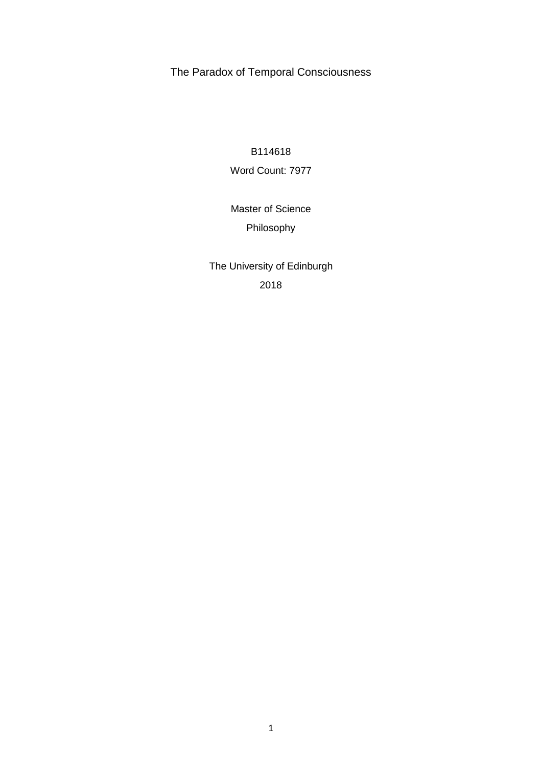# The Paradox of Temporal Consciousness

B114618

Word Count: 7977

Master of Science

Philosophy

The University of Edinburgh

2018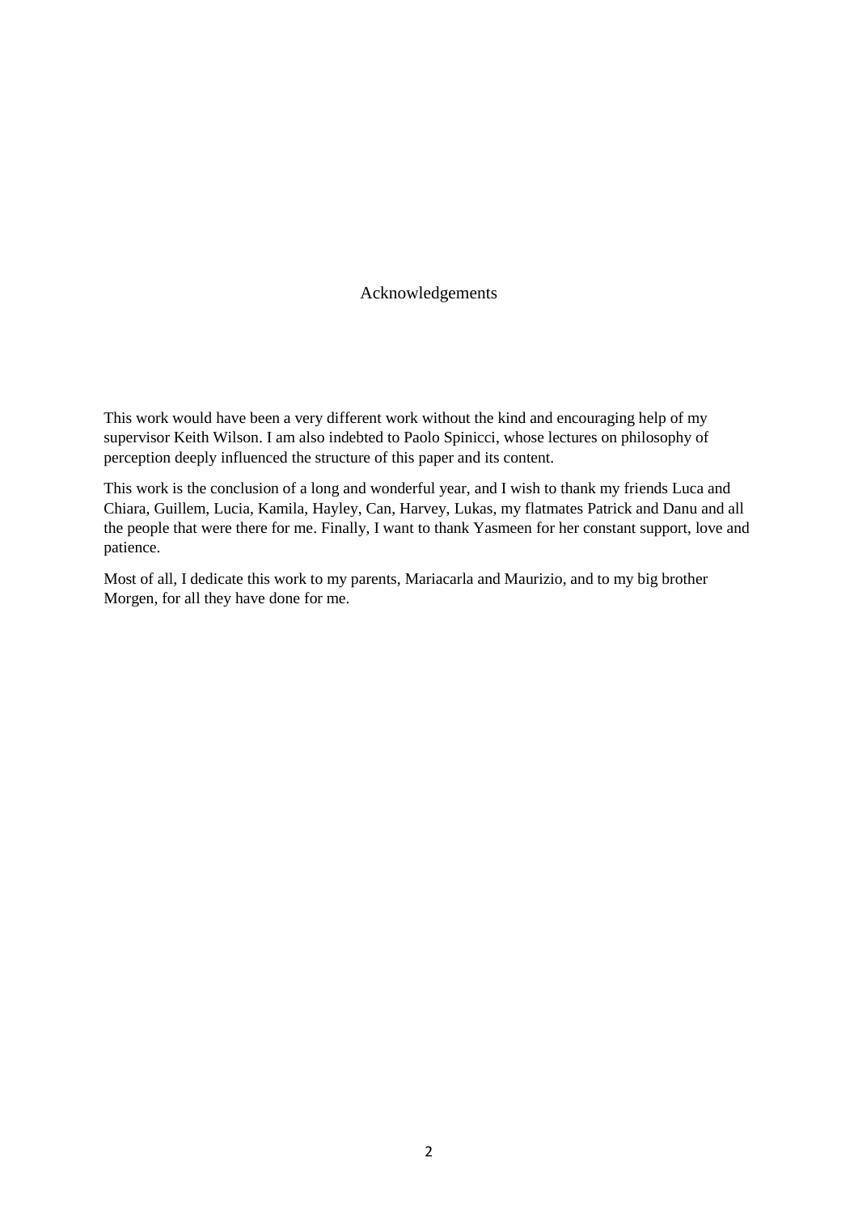# Acknowledgements

This work would have been a very different work without the kind and encouraging help of my supervisor Keith Wilson. I am also indebted to Paolo Spinicci, whose lectures on philosophy of perception deeply influenced the structure of this paper and its content.

This work is the conclusion of a long and wonderful year, and I wish to thank my friends Luca and Chiara, Guillem, Lucia, Kamila, Hayley, Can, Harvey, Lukas, my flatmates Patrick and Danu and all the people that were there for me. Finally, I want to thank Yasmeen for her constant support, love and patience.

Most of all, I dedicate this work to my parents, Mariacarla and Maurizio, and to my big brother Morgen, for all they have done for me.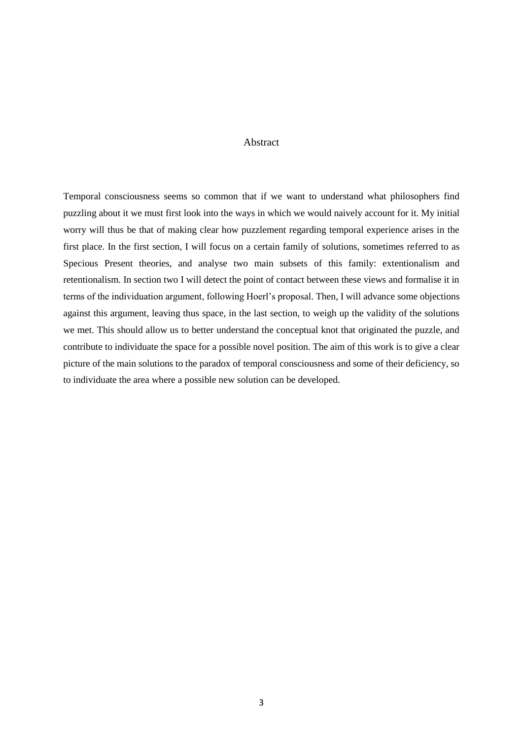# Abstract

Temporal consciousness seems so common that if we want to understand what philosophers find puzzling about it we must first look into the ways in which we would naively account for it. My initial worry will thus be that of making clear how puzzlement regarding temporal experience arises in the first place. In the first section, I will focus on a certain family of solutions, sometimes referred to as Specious Present theories, and analyse two main subsets of this family: extentionalism and retentionalism. In section two I will detect the point of contact between these views and formalise it in terms of the individuation argument, following Hoerl's proposal. Then, I will advance some objections against this argument, leaving thus space, in the last section, to weigh up the validity of the solutions we met. This should allow us to better understand the conceptual knot that originated the puzzle, and contribute to individuate the space for a possible novel position. The aim of this work is to give a clear picture of the main solutions to the paradox of temporal consciousness and some of their deficiency, so to individuate the area where a possible new solution can be developed.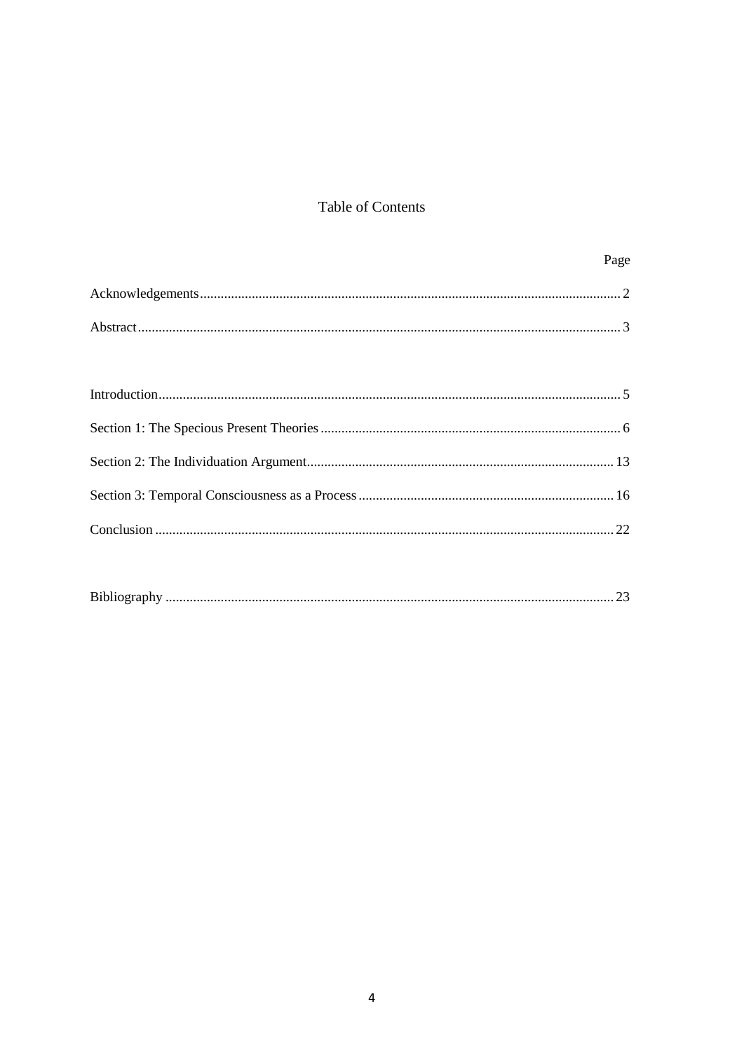# Table of Contents

| | Page |
| --- | --- |
| Acknowledgements | 2 |
| Abstract | 3 |
| Introduction | 5 |
| Section 1: The Specious Present Theories | 6 |
| Section 2: The Individuation Argument | 13 |
| Section 3: Temporal Consciousness as a Process | 16 |
| Conclusion | 22 |
| Bibliography | 23 |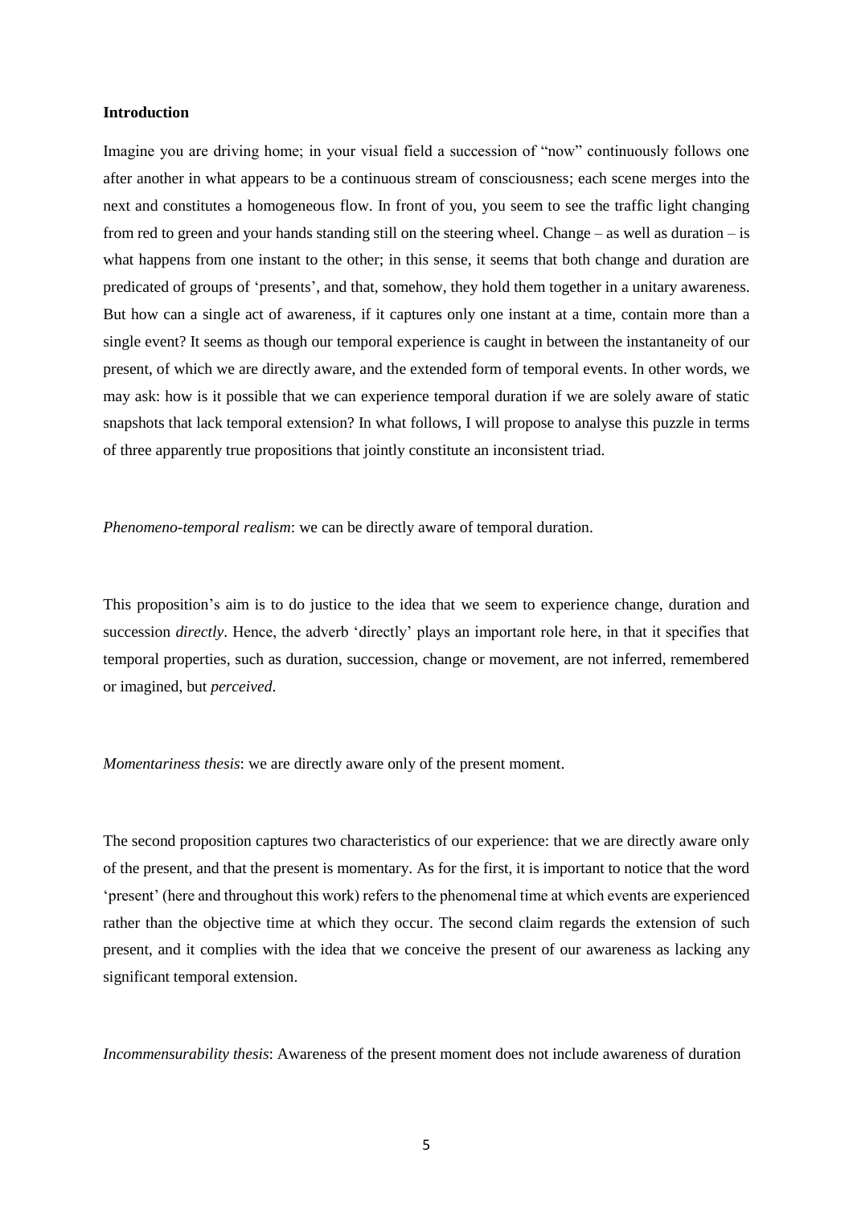**Introduction**

Imagine you are driving home; in your visual field a succession of "now" continuously follows one after another in what appears to be a continuous stream of consciousness; each scene merges into the next and constitutes a homogeneous flow. In front of you, you seem to see the traffic light changing from red to green and your hands standing still on the steering wheel. Change – as well as duration – is what happens from one instant to the other; in this sense, it seems that both change and duration are predicated of groups of 'presents', and that, somehow, they hold them together in a unitary awareness. But how can a single act of awareness, if it captures only one instant at a time, contain more than a single event? It seems as though our temporal experience is caught in between the instantaneity of our present, of which we are directly aware, and the extended form of temporal events. In other words, we may ask: how is it possible that we can experience temporal duration if we are solely aware of static snapshots that lack temporal extension? In what follows, I will propose to analyse this puzzle in terms of three apparently true propositions that jointly constitute an inconsistent triad.

*Phenomeno-temporal realism*: we can be directly aware of temporal duration.

This proposition's aim is to do justice to the idea that we seem to experience change, duration and succession *directly*. Hence, the adverb 'directly' plays an important role here, in that it specifies that temporal properties, such as duration, succession, change or movement, are not inferred, remembered or imagined, but *perceived*.

*Momentariness thesis*: we are directly aware only of the present moment.

The second proposition captures two characteristics of our experience: that we are directly aware only of the present, and that the present is momentary. As for the first, it is important to notice that the word 'present' (here and throughout this work) refers to the phenomenal time at which events are experienced rather than the objective time at which they occur. The second claim regards the extension of such present, and it complies with the idea that we conceive the present of our awareness as lacking any significant temporal extension.

*Incommensurability thesis*: Awareness of the present moment does not include awareness of duration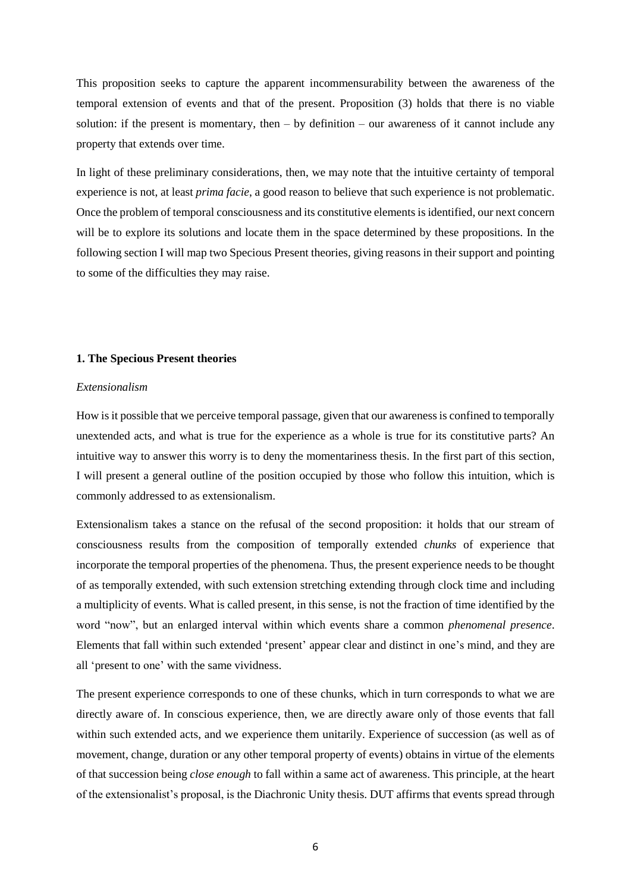This proposition seeks to capture the apparent incommensurability between the awareness of the temporal extension of events and that of the present. Proposition (3) holds that there is no viable solution: if the present is momentary, then – by definition – our awareness of it cannot include any property that extends over time.

In light of these preliminary considerations, then, we may note that the intuitive certainty of temporal experience is not, at least *prima facie*, a good reason to believe that such experience is not problematic. Once the problem of temporal consciousness and its constitutive elements is identified, our next concern will be to explore its solutions and locate them in the space determined by these propositions. In the following section I will map two Specious Present theories, giving reasons in their support and pointing to some of the difficulties they may raise.

## 1. The Specious Present theories

### *Extensionalism*

How is it possible that we perceive temporal passage, given that our awareness is confined to temporally unextended acts, and what is true for the experience as a whole is true for its constitutive parts? An intuitive way to answer this worry is to deny the momentariness thesis. In the first part of this section, I will present a general outline of the position occupied by those who follow this intuition, which is commonly addressed to as extensionalism.

Extensionalism takes a stance on the refusal of the second proposition: it holds that our stream of consciousness results from the composition of temporally extended *chunks* of experience that incorporate the temporal properties of the phenomena. Thus, the present experience needs to be thought of as temporally extended, with such extension stretching extending through clock time and including a multiplicity of events. What is called present, in this sense, is not the fraction of time identified by the word "now", but an enlarged interval within which events share a common *phenomenal presence*. Elements that fall within such extended 'present' appear clear and distinct in one's mind, and they are all 'present to one' with the same vividness.

The present experience corresponds to one of these chunks, which in turn corresponds to what we are directly aware of. In conscious experience, then, we are directly aware only of those events that fall within such extended acts, and we experience them unitarily. Experience of succession (as well as of movement, change, duration or any other temporal property of events) obtains in virtue of the elements of that succession being *close enough* to fall within a same act of awareness. This principle, at the heart of the extensionalist's proposal, is the Diachronic Unity thesis. DUT affirms that events spread through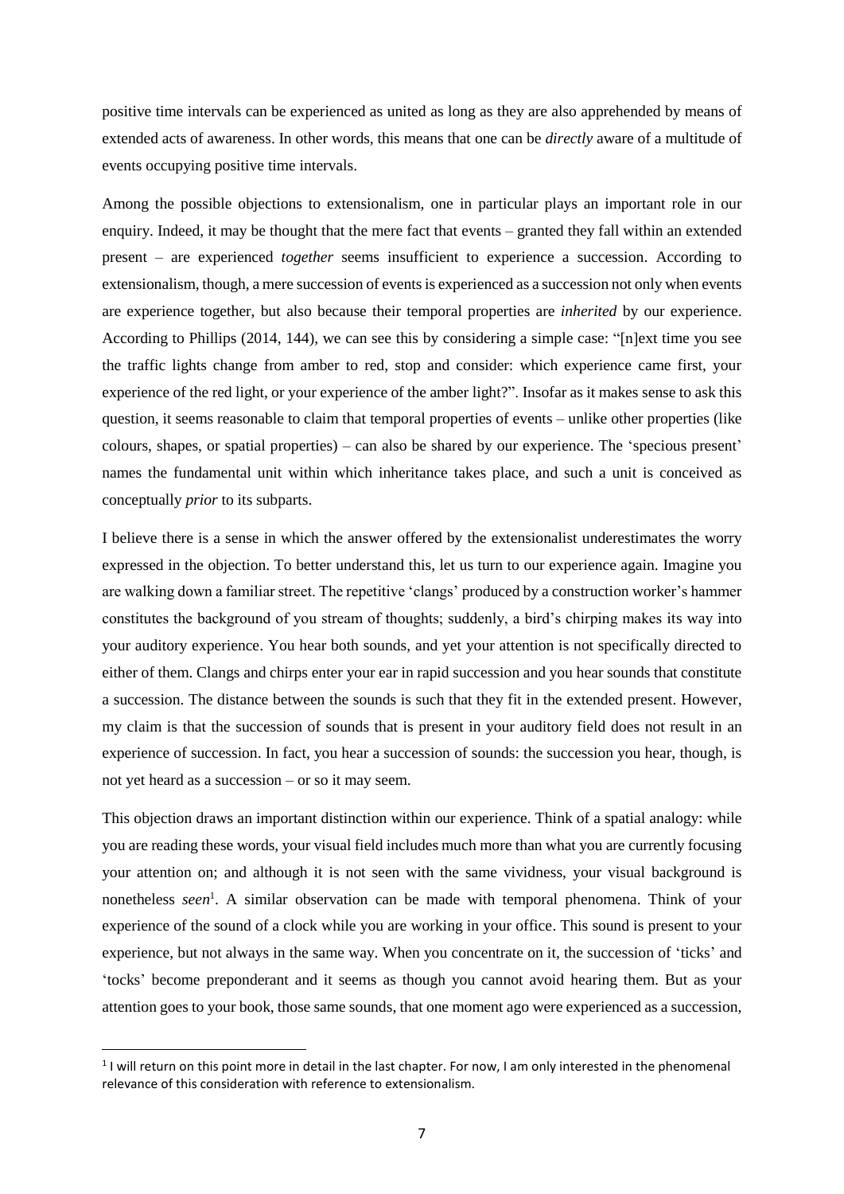positive time intervals can be experienced as united as long as they are also apprehended by means of extended acts of awareness. In other words, this means that one can be *directly* aware of a multitude of events occupying positive time intervals.

Among the possible objections to extensionalism, one in particular plays an important role in our enquiry. Indeed, it may be thought that the mere fact that events – granted they fall within an extended present – are experienced *together* seems insufficient to experience a succession. According to extensionalism, though, a mere succession of events is experienced as a succession not only when events are experience together, but also because their temporal properties are *inherited* by our experience. According to Phillips (2014, 144), we can see this by considering a simple case: "[n]ext time you see the traffic lights change from amber to red, stop and consider: which experience came first, your experience of the red light, or your experience of the amber light?". Insofar as it makes sense to ask this question, it seems reasonable to claim that temporal properties of events – unlike other properties (like colours, shapes, or spatial properties) – can also be shared by our experience. The 'specious present' names the fundamental unit within which inheritance takes place, and such a unit is conceived as conceptually *prior* to its subparts.

I believe there is a sense in which the answer offered by the extensionalist underestimates the worry expressed in the objection. To better understand this, let us turn to our experience again. Imagine you are walking down a familiar street. The repetitive 'clangs' produced by a construction worker's hammer constitutes the background of you stream of thoughts; suddenly, a bird's chirping makes its way into your auditory experience. You hear both sounds, and yet your attention is not specifically directed to either of them. Clangs and chirps enter your ear in rapid succession and you hear sounds that constitute a succession. The distance between the sounds is such that they fit in the extended present. However, my claim is that the succession of sounds that is present in your auditory field does not result in an experience of succession. In fact, you hear a succession of sounds: the succession you hear, though, is not yet heard as a succession – or so it may seem.

This objection draws an important distinction within our experience. Think of a spatial analogy: while you are reading these words, your visual field includes much more than what you are currently focusing your attention on; and although it is not seen with the same vividness, your visual background is nonetheless *seen*[1]. A similar observation can be made with temporal phenomena. Think of your experience of the sound of a clock while you are working in your office. This sound is present to your experience, but not always in the same way. When you concentrate on it, the succession of 'ticks' and 'tocks' become preponderant and it seems as though you cannot avoid hearing them. But as your attention goes to your book, those same sounds, that one moment ago were experienced as a succession,

[1] I will return on this point more in detail in the last chapter. For now, I am only interested in the phenomenal relevance of this consideration with reference to extensionalism.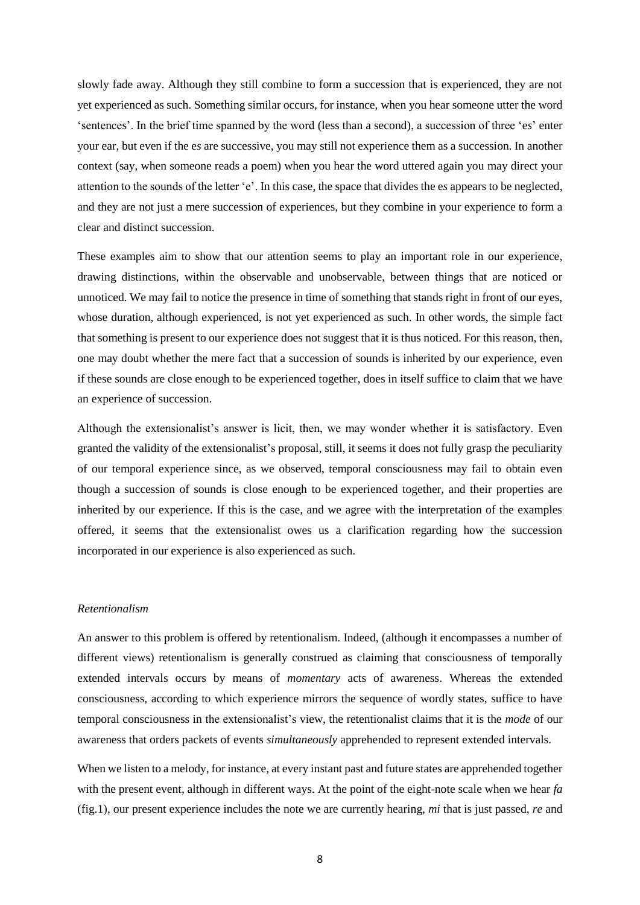slowly fade away. Although they still combine to form a succession that is experienced, they are not yet experienced as such. Something similar occurs, for instance, when you hear someone utter the word 'sentences'. In the brief time spanned by the word (less than a second), a succession of three 'e*s*' enter your ear, but even if the e*s* are successive, you may still not experience them as a succession. In another context (say, when someone reads a poem) when you hear the word uttered again you may direct your attention to the sounds of the letter 'e'. In this case, the space that divides the e*s* appears to be neglected, and they are not just a mere succession of experiences, but they combine in your experience to form a clear and distinct succession.

These examples aim to show that our attention seems to play an important role in our experience, drawing distinctions, within the observable and unobservable, between things that are noticed or unnoticed. We may fail to notice the presence in time of something that stands right in front of our eyes, whose duration, although experienced, is not yet experienced as such. In other words, the simple fact that something is present to our experience does not suggest that it is thus noticed. For this reason, then, one may doubt whether the mere fact that a succession of sounds is inherited by our experience, even if these sounds are close enough to be experienced together, does in itself suffice to claim that we have an experience of succession.

Although the extensionalist's answer is licit, then, we may wonder whether it is satisfactory. Even granted the validity of the extensionalist's proposal, still, it seems it does not fully grasp the peculiarity of our temporal experience since, as we observed, temporal consciousness may fail to obtain even though a succession of sounds is close enough to be experienced together, and their properties are inherited by our experience. If this is the case, and we agree with the interpretation of the examples offered, it seems that the extensionalist owes us a clarification regarding how the succession incorporated in our experience is also experienced as such.

*Retentionalism*

An answer to this problem is offered by retentionalism. Indeed, (although it encompasses a number of different views) retentionalism is generally construed as claiming that consciousness of temporally extended intervals occurs by means of *momentary* acts of awareness. Whereas the extended consciousness, according to which experience mirrors the sequence of wordly states, suffice to have temporal consciousness in the extensionalist's view, the retentionalist claims that it is the *mode* of our awareness that orders packets of events *simultaneously* apprehended to represent extended intervals.

When we listen to a melody, for instance, at every instant past and future states are apprehended together with the present event, although in different ways. At the point of the eight-note scale when we hear *fa* (fig.1), our present experience includes the note we are currently hearing, *mi* that is just passed, *re* and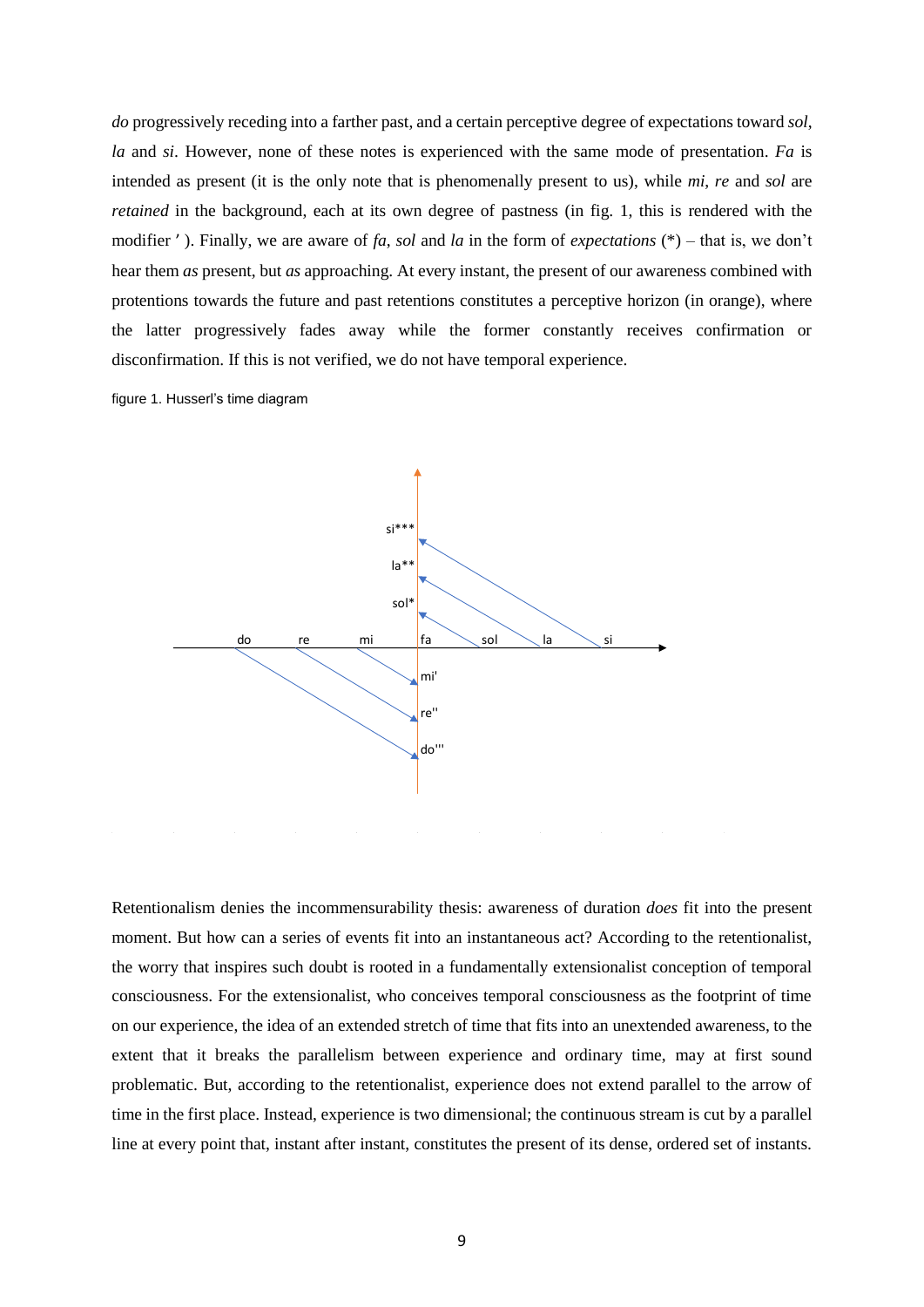*do* progressively receding into a farther past, and a certain perceptive degree of expectations toward *sol*, *la* and *si*. However, none of these notes is experienced with the same mode of presentation. *Fa* is intended as present (it is the only note that is phenomenally present to us), while *mi*, *re* and *sol* are *retained* in the background, each at its own degree of pastness (in fig. 1, this is rendered with the modifier ʼ ). Finally, we are aware of *fa*, *sol* and *la* in the form of *expectations* (*) – that is, we don't hear them *as* present, but *as* approaching. At every instant, the present of our awareness combined with protentions towards the future and past retentions constitutes a perceptive horizon (in orange), where the latter progressively fades away while the former constantly receives confirmation or disconfirmation. If this is not verified, we do not have temporal experience.

figure 1. Husserl's time diagram

Retentionalism denies the incommensurability thesis: awareness of duration *does* fit into the present moment. But how can a series of events fit into an instantaneous act? According to the retentionalist, the worry that inspires such doubt is rooted in a fundamentally extensionalist conception of temporal consciousness. For the extensionalist, who conceives temporal consciousness as the footprint of time on our experience, the idea of an extended stretch of time that fits into an unextended awareness, to the extent that it breaks the parallelism between experience and ordinary time, may at first sound problematic. But, according to the retentionalist, experience does not extend parallel to the arrow of time in the first place. Instead, experience is two dimensional; the continuous stream is cut by a parallel line at every point that, instant after instant, constitutes the present of its dense, ordered set of instants.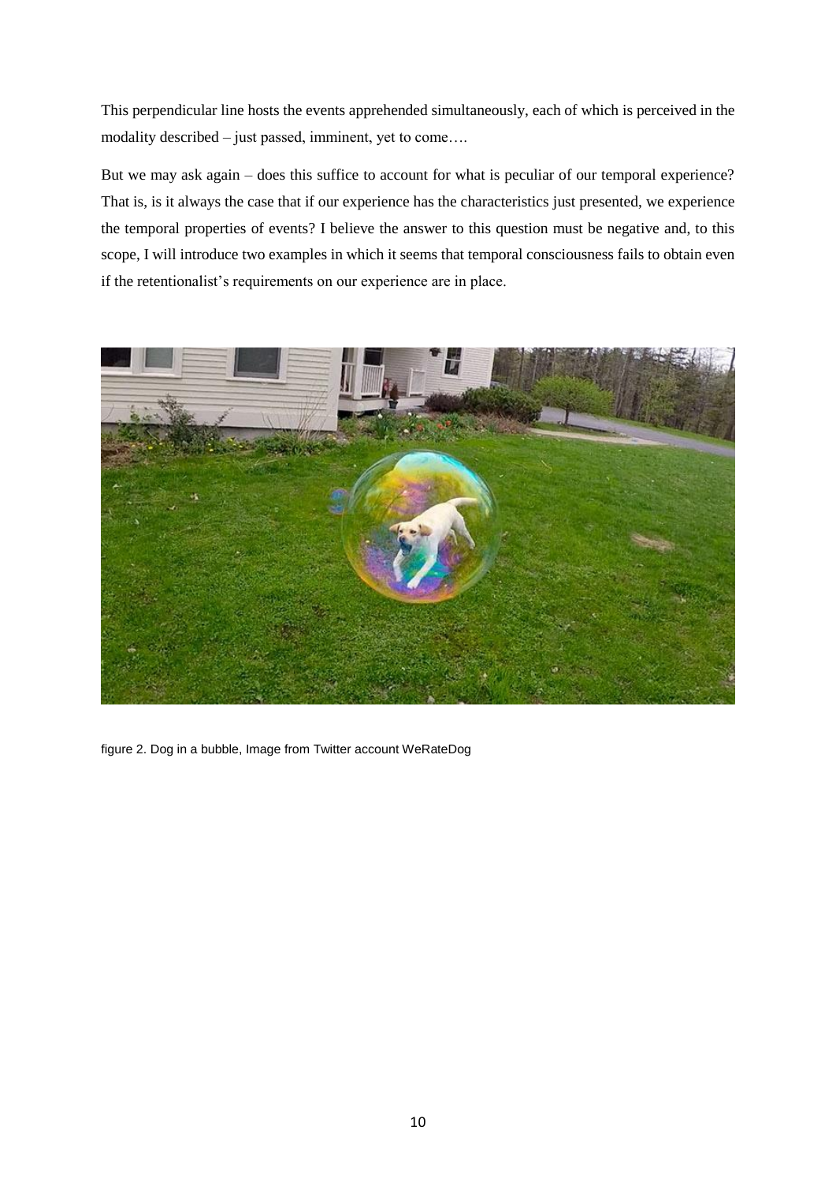This perpendicular line hosts the events apprehended simultaneously, each of which is perceived in the modality described – just passed, imminent, yet to come….

But we may ask again – does this suffice to account for what is peculiar of our temporal experience? That is, is it always the case that if our experience has the characteristics just presented, we experience the temporal properties of events? I believe the answer to this question must be negative and, to this scope, I will introduce two examples in which it seems that temporal consciousness fails to obtain even if the retentionalist's requirements on our experience are in place.

figure 2. Dog in a bubble, Image from Twitter account WeRateDog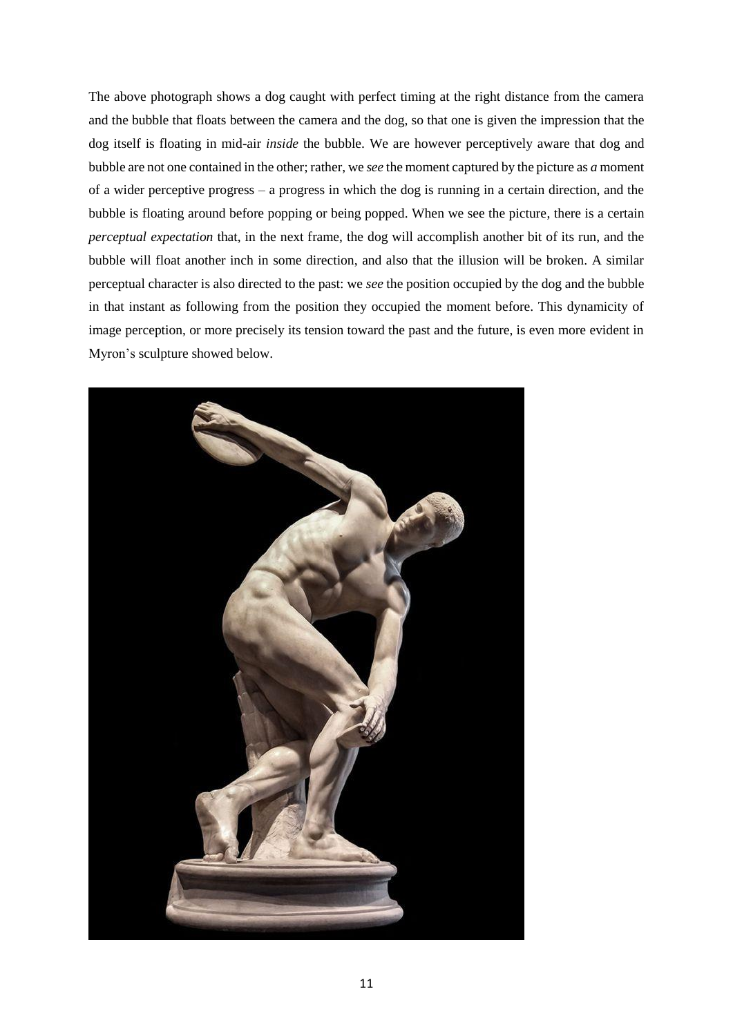The above photograph shows a dog caught with perfect timing at the right distance from the camera and the bubble that floats between the camera and the dog, so that one is given the impression that the dog itself is floating in mid-air *inside* the bubble. We are however perceptively aware that dog and bubble are not one contained in the other; rather, we *see* the moment captured by the picture as *a* moment of a wider perceptive progress – a progress in which the dog is running in a certain direction, and the bubble is floating around before popping or being popped. When we see the picture, there is a certain *perceptual expectation* that, in the next frame, the dog will accomplish another bit of its run, and the bubble will float another inch in some direction, and also that the illusion will be broken. A similar perceptual character is also directed to the past: we *see* the position occupied by the dog and the bubble in that instant as following from the position they occupied the moment before. This dynamicity of image perception, or more precisely its tension toward the past and the future, is even more evident in Myron's sculpture showed below.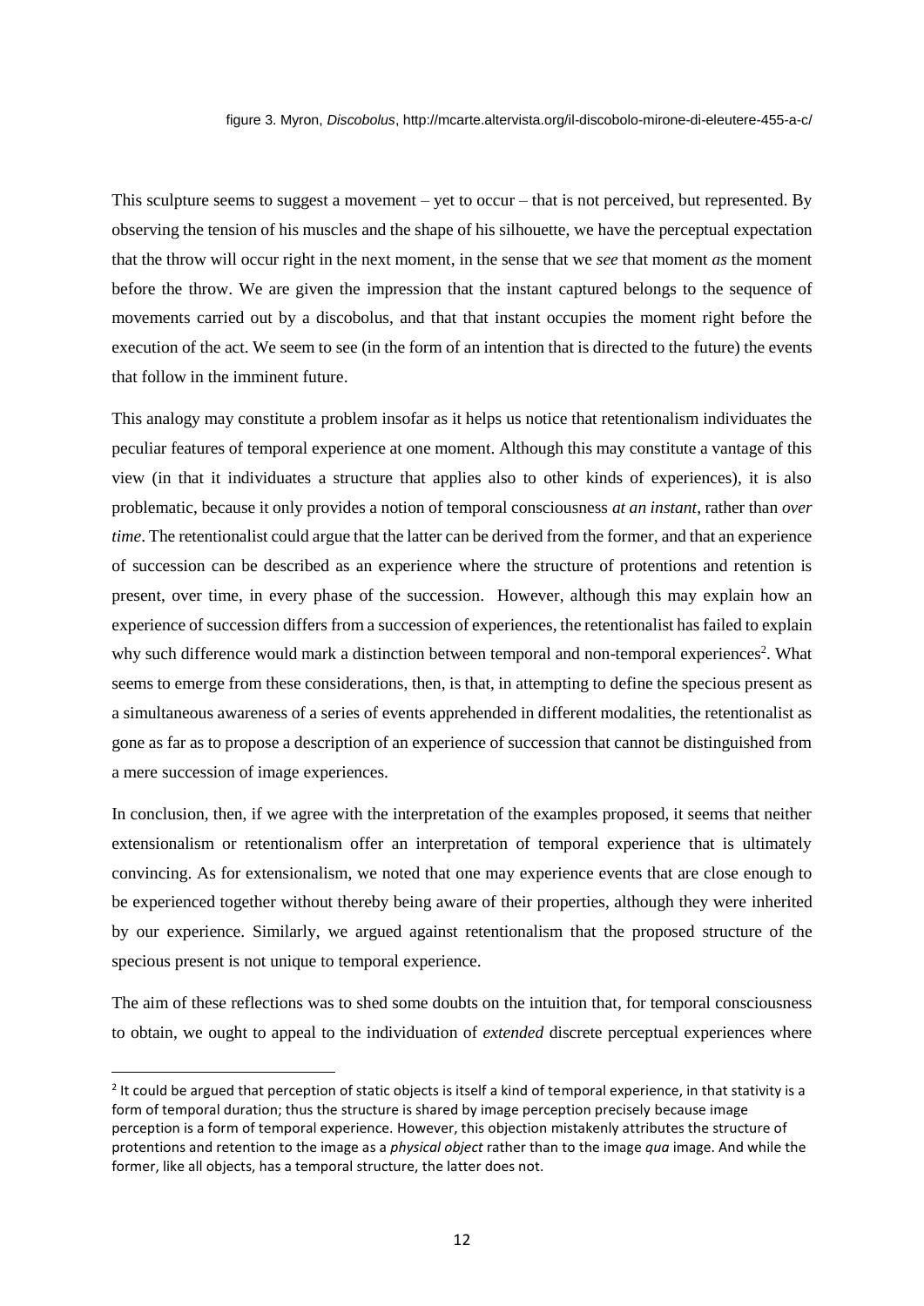figure 3. Myron, *Discobolus*, http://mcarte.altervista.org/il-discobolo-mirone-di-eleutere-455-a-c/

This sculpture seems to suggest a movement – yet to occur – that is not perceived, but represented. By observing the tension of his muscles and the shape of his silhouette, we have the perceptual expectation that the throw will occur right in the next moment, in the sense that we *see* that moment *as* the moment before the throw. We are given the impression that the instant captured belongs to the sequence of movements carried out by a discobolus, and that that instant occupies the moment right before the execution of the act. We seem to see (in the form of an intention that is directed to the future) the events that follow in the imminent future.

This analogy may constitute a problem insofar as it helps us notice that retentionalism individuates the peculiar features of temporal experience at one moment. Although this may constitute a vantage of this view (in that it individuates a structure that applies also to other kinds of experiences), it is also problematic, because it only provides a notion of temporal consciousness *at an instant*, rather than *over time*. The retentionalist could argue that the latter can be derived from the former, and that an experience of succession can be described as an experience where the structure of protentions and retention is present, over time, in every phase of the succession. However, although this may explain how an experience of succession differs from a succession of experiences, the retentionalist has failed to explain why such difference would mark a distinction between temporal and non-temporal experiences[2]. What seems to emerge from these considerations, then, is that, in attempting to define the specious present as a simultaneous awareness of a series of events apprehended in different modalities, the retentionalist as gone as far as to propose a description of an experience of succession that cannot be distinguished from a mere succession of image experiences.

In conclusion, then, if we agree with the interpretation of the examples proposed, it seems that neither extensionalism or retentionalism offer an interpretation of temporal experience that is ultimately convincing. As for extensionalism, we noted that one may experience events that are close enough to be experienced together without thereby being aware of their properties, although they were inherited by our experience. Similarly, we argued against retentionalism that the proposed structure of the specious present is not unique to temporal experience.

The aim of these reflections was to shed some doubts on the intuition that, for temporal consciousness to obtain, we ought to appeal to the individuation of *extended* discrete perceptual experiences where

[2] It could be argued that perception of static objects is itself a kind of temporal experience, in that stativity is a form of temporal duration; thus the structure is shared by image perception precisely because image perception is a form of temporal experience. However, this objection mistakenly attributes the structure of protentions and retention to the image as a *physical object* rather than to the image *qua* image. And while the former, like all objects, has a temporal structure, the latter does not.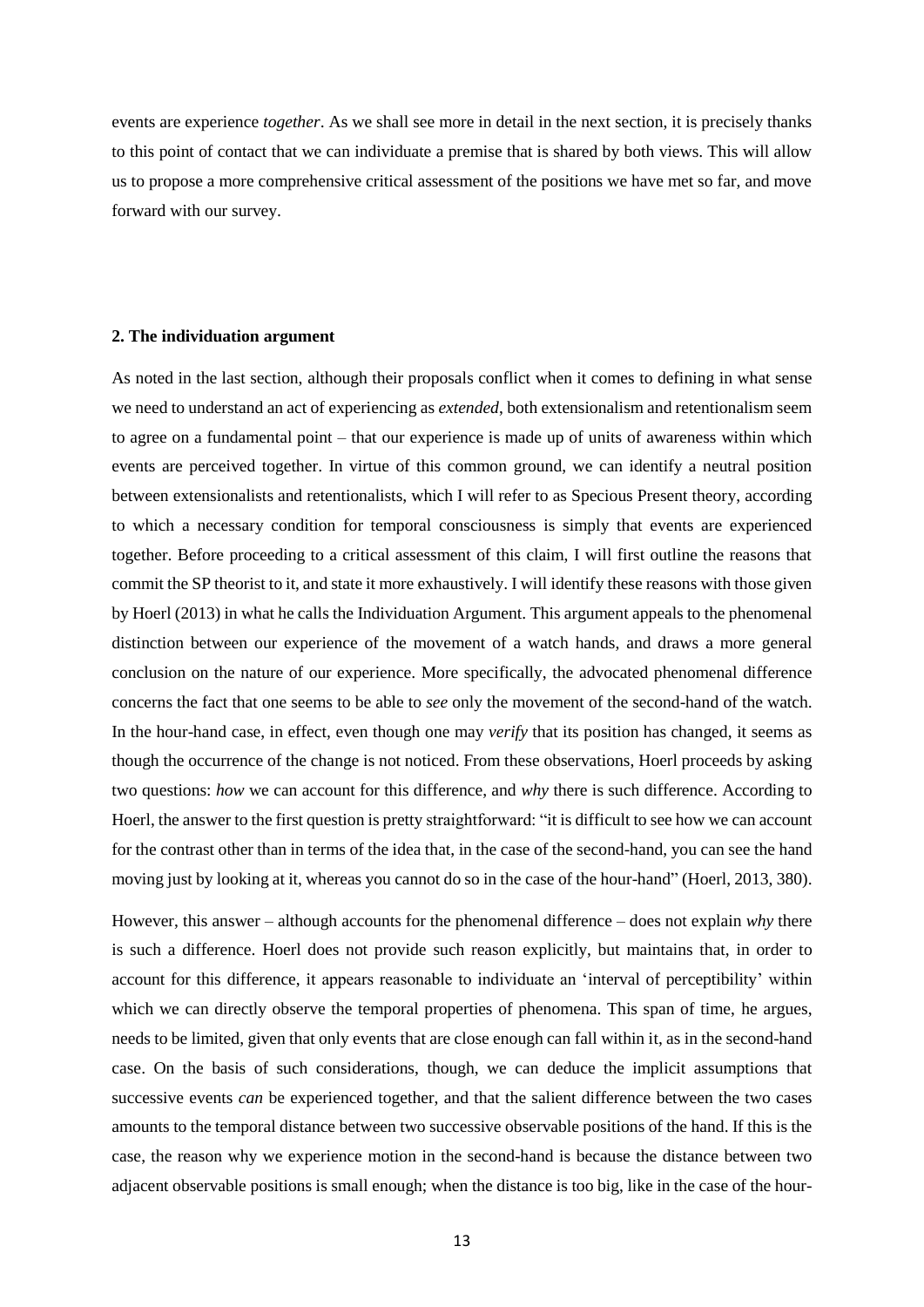events are experience *together*. As we shall see more in detail in the next section, it is precisely thanks to this point of contact that we can individuate a premise that is shared by both views. This will allow us to propose a more comprehensive critical assessment of the positions we have met so far, and move forward with our survey.

## 2. The individuation argument

As noted in the last section, although their proposals conflict when it comes to defining in what sense we need to understand an act of experiencing as *extended*, both extensionalism and retentionalism seem to agree on a fundamental point – that our experience is made up of units of awareness within which events are perceived together. In virtue of this common ground, we can identify a neutral position between extensionalists and retentionalists, which I will refer to as Specious Present theory, according to which a necessary condition for temporal consciousness is simply that events are experienced together. Before proceeding to a critical assessment of this claim, I will first outline the reasons that commit the SP theorist to it, and state it more exhaustively. I will identify these reasons with those given by Hoerl (2013) in what he calls the Individuation Argument. This argument appeals to the phenomenal distinction between our experience of the movement of a watch hands, and draws a more general conclusion on the nature of our experience. More specifically, the advocated phenomenal difference concerns the fact that one seems to be able to *see* only the movement of the second-hand of the watch. In the hour-hand case, in effect, even though one may *verify* that its position has changed, it seems as though the occurrence of the change is not noticed. From these observations, Hoerl proceeds by asking two questions: *how* we can account for this difference, and *why* there is such difference. According to Hoerl, the answer to the first question is pretty straightforward: "it is difficult to see how we can account for the contrast other than in terms of the idea that, in the case of the second-hand, you can see the hand moving just by looking at it, whereas you cannot do so in the case of the hour-hand" (Hoerl, 2013, 380).

However, this answer – although accounts for the phenomenal difference – does not explain *why* there is such a difference. Hoerl does not provide such reason explicitly, but maintains that, in order to account for this difference, it appears reasonable to individuate an 'interval of perceptibility' within which we can directly observe the temporal properties of phenomena. This span of time, he argues, needs to be limited, given that only events that are close enough can fall within it, as in the second-hand case. On the basis of such considerations, though, we can deduce the implicit assumptions that successive events *can* be experienced together, and that the salient difference between the two cases amounts to the temporal distance between two successive observable positions of the hand. If this is the case, the reason why we experience motion in the second-hand is because the distance between two adjacent observable positions is small enough; when the distance is too big, like in the case of the hour-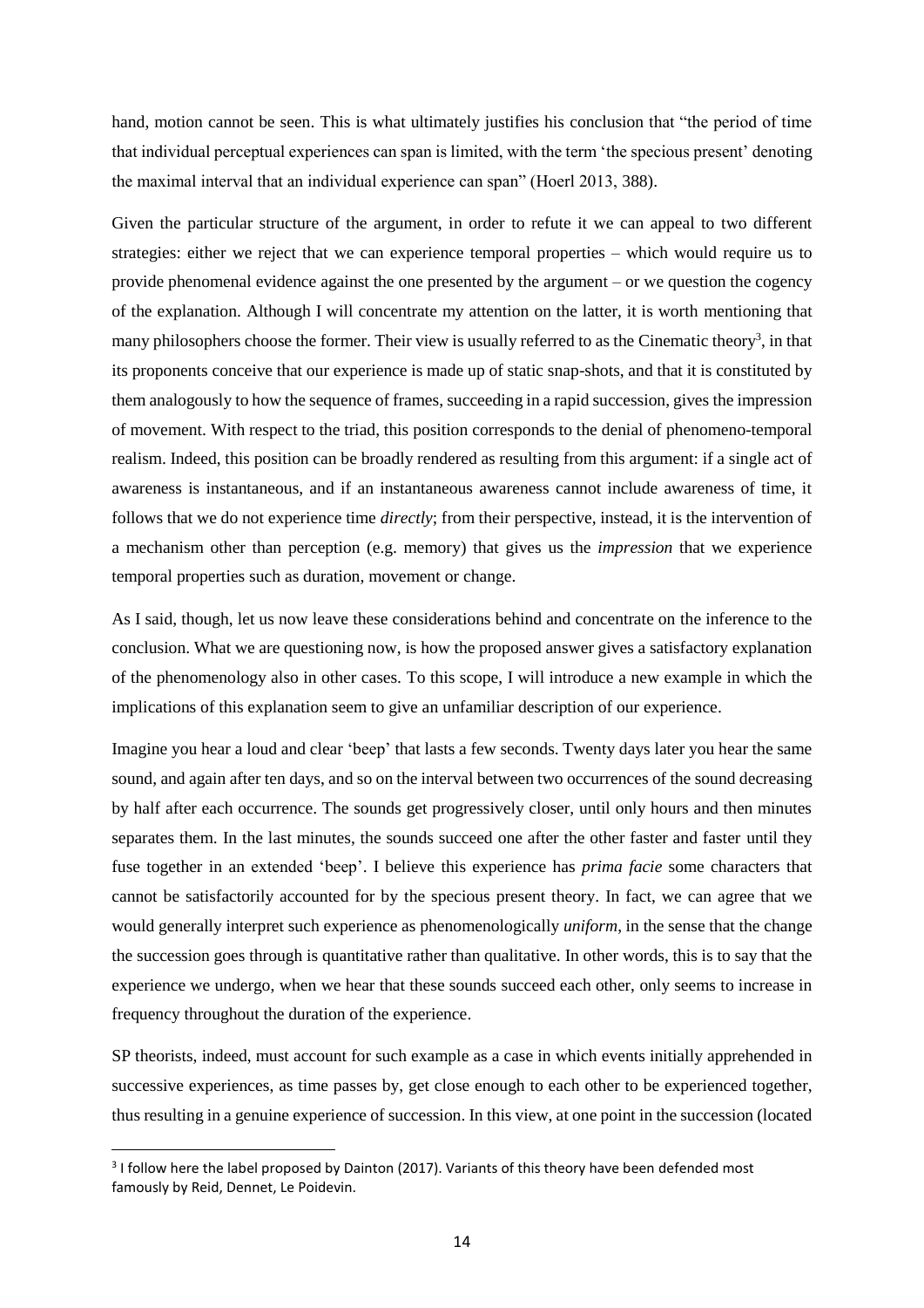hand, motion cannot be seen. This is what ultimately justifies his conclusion that "the period of time that individual perceptual experiences can span is limited, with the term 'the specious present' denoting the maximal interval that an individual experience can span" (Hoerl 2013, 388).

Given the particular structure of the argument, in order to refute it we can appeal to two different strategies: either we reject that we can experience temporal properties – which would require us to provide phenomenal evidence against the one presented by the argument – or we question the cogency of the explanation. Although I will concentrate my attention on the latter, it is worth mentioning that many philosophers choose the former. Their view is usually referred to as the Cinematic theory[3], in that its proponents conceive that our experience is made up of static snap-shots, and that it is constituted by them analogously to how the sequence of frames, succeeding in a rapid succession, gives the impression of movement. With respect to the triad, this position corresponds to the denial of phenomeno-temporal realism. Indeed, this position can be broadly rendered as resulting from this argument: if a single act of awareness is instantaneous, and if an instantaneous awareness cannot include awareness of time, it follows that we do not experience time *directly*; from their perspective, instead, it is the intervention of a mechanism other than perception (e.g. memory) that gives us the *impression* that we experience temporal properties such as duration, movement or change.

As I said, though, let us now leave these considerations behind and concentrate on the inference to the conclusion. What we are questioning now, is how the proposed answer gives a satisfactory explanation of the phenomenology also in other cases. To this scope, I will introduce a new example in which the implications of this explanation seem to give an unfamiliar description of our experience.

Imagine you hear a loud and clear 'beep' that lasts a few seconds. Twenty days later you hear the same sound, and again after ten days, and so on the interval between two occurrences of the sound decreasing by half after each occurrence. The sounds get progressively closer, until only hours and then minutes separates them. In the last minutes, the sounds succeed one after the other faster and faster until they fuse together in an extended 'beep'. I believe this experience has *prima facie* some characters that cannot be satisfactorily accounted for by the specious present theory. In fact, we can agree that we would generally interpret such experience as phenomenologically *uniform*, in the sense that the change the succession goes through is quantitative rather than qualitative. In other words, this is to say that the experience we undergo, when we hear that these sounds succeed each other, only seems to increase in frequency throughout the duration of the experience.

SP theorists, indeed, must account for such example as a case in which events initially apprehended in successive experiences, as time passes by, get close enough to each other to be experienced together, thus resulting in a genuine experience of succession. In this view, at one point in the succession (located

[3] I follow here the label proposed by Dainton (2017). Variants of this theory have been defended most famously by Reid, Dennet, Le Poidevin.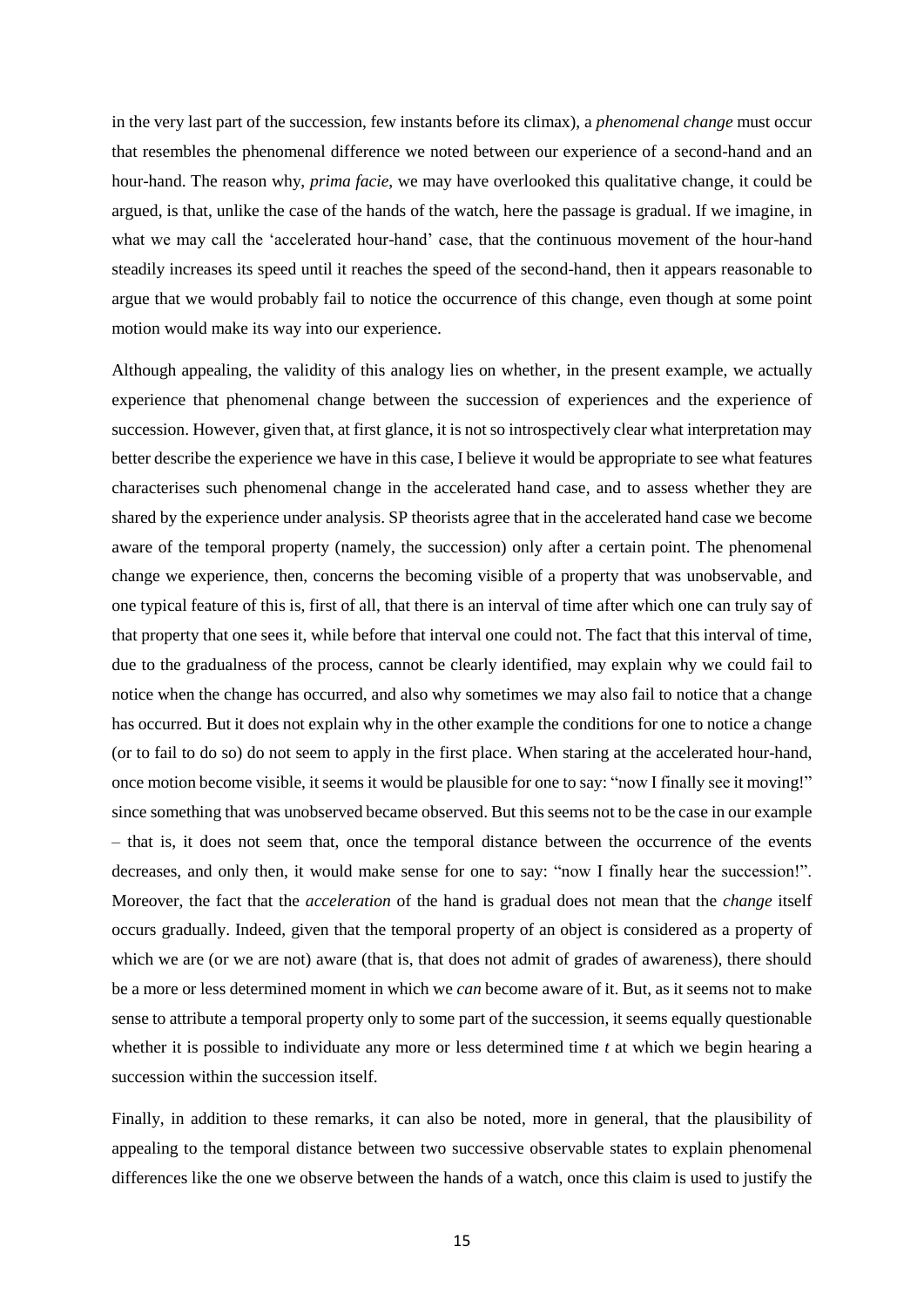in the very last part of the succession, few instants before its climax), a *phenomenal change* must occur that resembles the phenomenal difference we noted between our experience of a second-hand and an hour-hand. The reason why, *prima facie*, we may have overlooked this qualitative change, it could be argued, is that, unlike the case of the hands of the watch, here the passage is gradual. If we imagine, in what we may call the 'accelerated hour-hand' case, that the continuous movement of the hour-hand steadily increases its speed until it reaches the speed of the second-hand, then it appears reasonable to argue that we would probably fail to notice the occurrence of this change, even though at some point motion would make its way into our experience.

Although appealing, the validity of this analogy lies on whether, in the present example, we actually experience that phenomenal change between the succession of experiences and the experience of succession. However, given that, at first glance, it is not so introspectively clear what interpretation may better describe the experience we have in this case, I believe it would be appropriate to see what features characterises such phenomenal change in the accelerated hand case, and to assess whether they are shared by the experience under analysis. SP theorists agree that in the accelerated hand case we become aware of the temporal property (namely, the succession) only after a certain point. The phenomenal change we experience, then, concerns the becoming visible of a property that was unobservable, and one typical feature of this is, first of all, that there is an interval of time after which one can truly say of that property that one sees it, while before that interval one could not. The fact that this interval of time, due to the gradualness of the process, cannot be clearly identified, may explain why we could fail to notice when the change has occurred, and also why sometimes we may also fail to notice that a change has occurred. But it does not explain why in the other example the conditions for one to notice a change (or to fail to do so) do not seem to apply in the first place. When staring at the accelerated hour-hand, once motion become visible, it seems it would be plausible for one to say: "now I finally see it moving!" since something that was unobserved became observed. But this seems not to be the case in our example – that is, it does not seem that, once the temporal distance between the occurrence of the events decreases, and only then, it would make sense for one to say: "now I finally hear the succession!". Moreover, the fact that the *acceleration* of the hand is gradual does not mean that the *change* itself occurs gradually. Indeed, given that the temporal property of an object is considered as a property of which we are (or we are not) aware (that is, that does not admit of grades of awareness), there should be a more or less determined moment in which we *can* become aware of it. But, as it seems not to make sense to attribute a temporal property only to some part of the succession, it seems equally questionable whether it is possible to individuate any more or less determined time *t* at which we begin hearing a succession within the succession itself.

Finally, in addition to these remarks, it can also be noted, more in general, that the plausibility of appealing to the temporal distance between two successive observable states to explain phenomenal differences like the one we observe between the hands of a watch, once this claim is used to justify the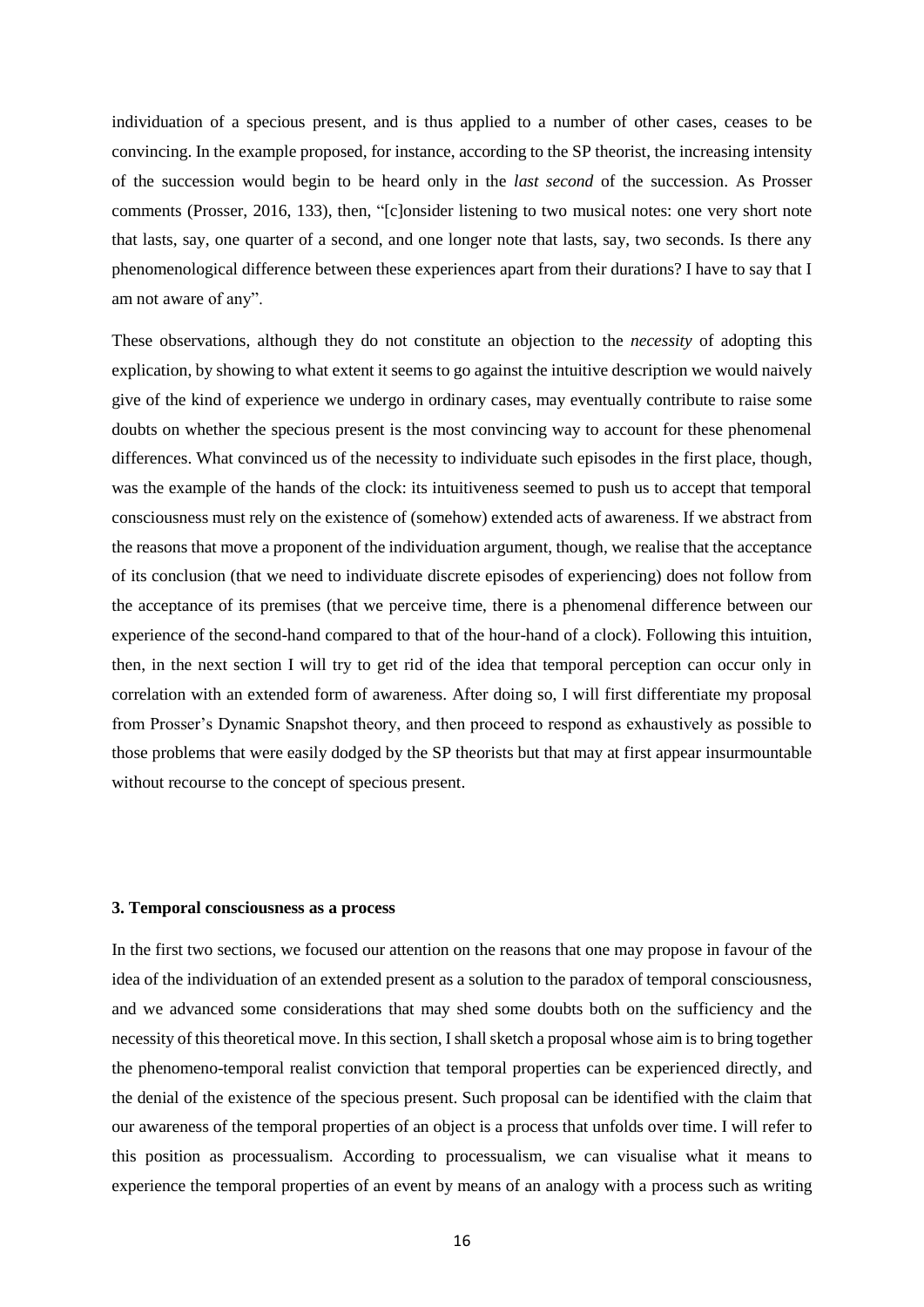individuation of a specious present, and is thus applied to a number of other cases, ceases to be convincing. In the example proposed, for instance, according to the SP theorist, the increasing intensity of the succession would begin to be heard only in the *last second* of the succession. As Prosser comments (Prosser, 2016, 133), then, "[c]onsider listening to two musical notes: one very short note that lasts, say, one quarter of a second, and one longer note that lasts, say, two seconds. Is there any phenomenological difference between these experiences apart from their durations? I have to say that I am not aware of any".

These observations, although they do not constitute an objection to the *necessity* of adopting this explication, by showing to what extent it seems to go against the intuitive description we would naively give of the kind of experience we undergo in ordinary cases, may eventually contribute to raise some doubts on whether the specious present is the most convincing way to account for these phenomenal differences. What convinced us of the necessity to individuate such episodes in the first place, though, was the example of the hands of the clock: its intuitiveness seemed to push us to accept that temporal consciousness must rely on the existence of (somehow) extended acts of awareness. If we abstract from the reasons that move a proponent of the individuation argument, though, we realise that the acceptance of its conclusion (that we need to individuate discrete episodes of experiencing) does not follow from the acceptance of its premises (that we perceive time, there is a phenomenal difference between our experience of the second-hand compared to that of the hour-hand of a clock). Following this intuition, then, in the next section I will try to get rid of the idea that temporal perception can occur only in correlation with an extended form of awareness. After doing so, I will first differentiate my proposal from Prosser's Dynamic Snapshot theory, and then proceed to respond as exhaustively as possible to those problems that were easily dodged by the SP theorists but that may at first appear insurmountable without recourse to the concept of specious present.

### 3. Temporal consciousness as a process

In the first two sections, we focused our attention on the reasons that one may propose in favour of the idea of the individuation of an extended present as a solution to the paradox of temporal consciousness, and we advanced some considerations that may shed some doubts both on the sufficiency and the necessity of this theoretical move. In this section, I shall sketch a proposal whose aim is to bring together the phenomeno-temporal realist conviction that temporal properties can be experienced directly, and the denial of the existence of the specious present. Such proposal can be identified with the claim that our awareness of the temporal properties of an object is a process that unfolds over time. I will refer to this position as processualism. According to processualism, we can visualise what it means to experience the temporal properties of an event by means of an analogy with a process such as writing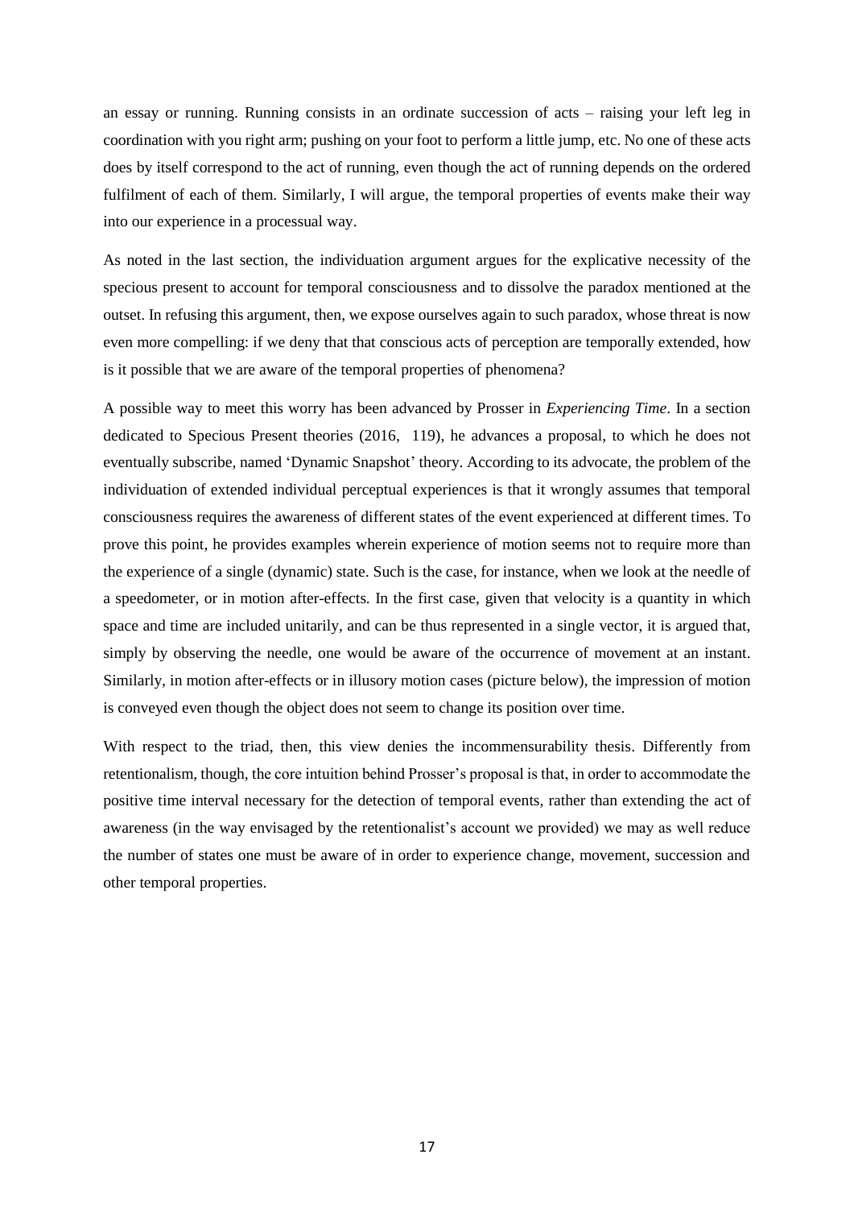an essay or running. Running consists in an ordinate succession of acts – raising your left leg in coordination with you right arm; pushing on your foot to perform a little jump, etc. No one of these acts does by itself correspond to the act of running, even though the act of running depends on the ordered fulfilment of each of them. Similarly, I will argue, the temporal properties of events make their way into our experience in a processual way.

As noted in the last section, the individuation argument argues for the explicative necessity of the specious present to account for temporal consciousness and to dissolve the paradox mentioned at the outset. In refusing this argument, then, we expose ourselves again to such paradox, whose threat is now even more compelling: if we deny that that conscious acts of perception are temporally extended, how is it possible that we are aware of the temporal properties of phenomena?

A possible way to meet this worry has been advanced by Prosser in *Experiencing Time*. In a section dedicated to Specious Present theories (2016, 119), he advances a proposal, to which he does not eventually subscribe, named 'Dynamic Snapshot' theory. According to its advocate, the problem of the individuation of extended individual perceptual experiences is that it wrongly assumes that temporal consciousness requires the awareness of different states of the event experienced at different times. To prove this point, he provides examples wherein experience of motion seems not to require more than the experience of a single (dynamic) state. Such is the case, for instance, when we look at the needle of a speedometer, or in motion after-effects. In the first case, given that velocity is a quantity in which space and time are included unitarily, and can be thus represented in a single vector, it is argued that, simply by observing the needle, one would be aware of the occurrence of movement at an instant. Similarly, in motion after-effects or in illusory motion cases (picture below), the impression of motion is conveyed even though the object does not seem to change its position over time.

With respect to the triad, then, this view denies the incommensurability thesis. Differently from retentionalism, though, the core intuition behind Prosser's proposal is that, in order to accommodate the positive time interval necessary for the detection of temporal events, rather than extending the act of awareness (in the way envisaged by the retentionalist's account we provided) we may as well reduce the number of states one must be aware of in order to experience change, movement, succession and other temporal properties.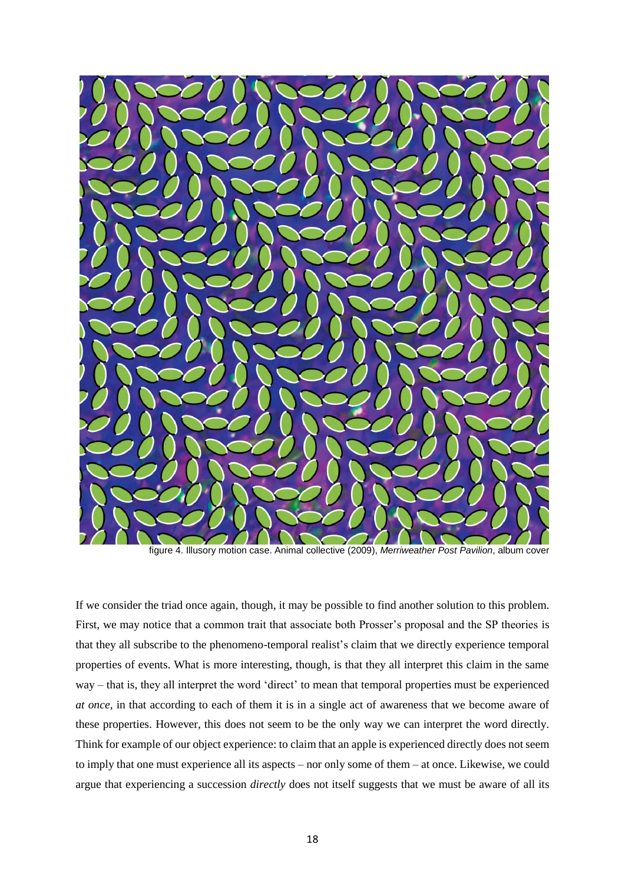figure 4. Illusory motion case. Animal collective (2009), *Merriweather Post Pavilion*, album cover

If we consider the triad once again, though, it may be possible to find another solution to this problem. First, we may notice that a common trait that associate both Prosser's proposal and the SP theories is that they all subscribe to the phenomeno-temporal realist's claim that we directly experience temporal properties of events. What is more interesting, though, is that they all interpret this claim in the same way – that is, they all interpret the word 'direct' to mean that temporal properties must be experienced *at once*, in that according to each of them it is in a single act of awareness that we become aware of these properties. However, this does not seem to be the only way we can interpret the word directly. Think for example of our object experience: to claim that an apple is experienced directly does not seem to imply that one must experience all its aspects – nor only some of them – at once. Likewise, we could argue that experiencing a succession *directly* does not itself suggests that we must be aware of all its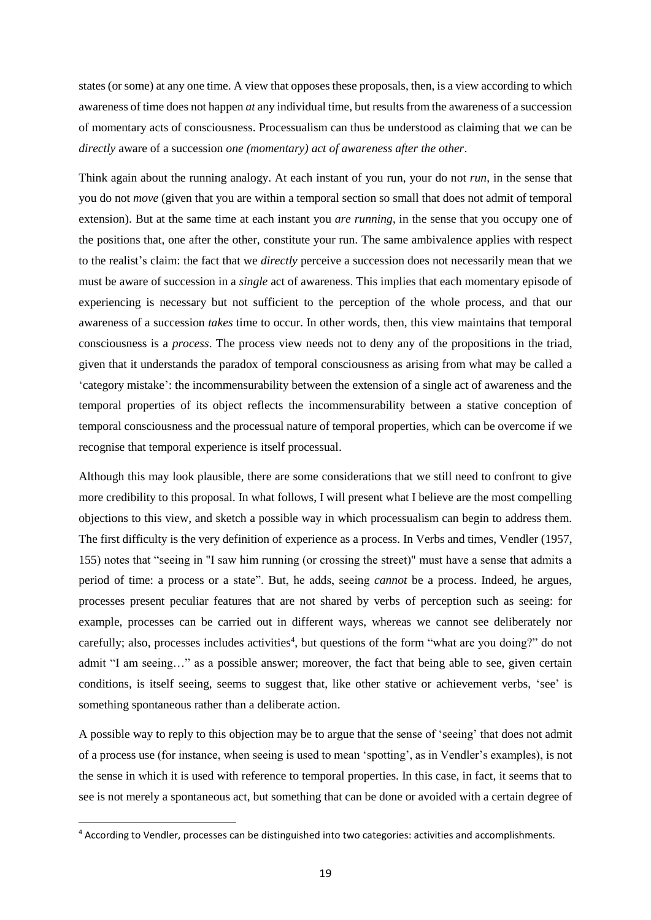states (or some) at any one time. A view that opposes these proposals, then, is a view according to which awareness of time does not happen *at* any individual time, but results from the awareness of a succession of momentary acts of consciousness. Processualism can thus be understood as claiming that we can be *directly* aware of a succession *one (momentary) act of awareness after the other*.

Think again about the running analogy. At each instant of you run, your do not *run*, in the sense that you do not *move* (given that you are within a temporal section so small that does not admit of temporal extension). But at the same time at each instant you *are running*, in the sense that you occupy one of the positions that, one after the other, constitute your run. The same ambivalence applies with respect to the realist's claim: the fact that we *directly* perceive a succession does not necessarily mean that we must be aware of succession in a *single* act of awareness. This implies that each momentary episode of experiencing is necessary but not sufficient to the perception of the whole process, and that our awareness of a succession *takes* time to occur. In other words, then, this view maintains that temporal consciousness is a *process*. The process view needs not to deny any of the propositions in the triad, given that it understands the paradox of temporal consciousness as arising from what may be called a 'category mistake': the incommensurability between the extension of a single act of awareness and the temporal properties of its object reflects the incommensurability between a stative conception of temporal consciousness and the processual nature of temporal properties, which can be overcome if we recognise that temporal experience is itself processual.

Although this may look plausible, there are some considerations that we still need to confront to give more credibility to this proposal. In what follows, I will present what I believe are the most compelling objections to this view, and sketch a possible way in which processualism can begin to address them. The first difficulty is the very definition of experience as a process. In Verbs and times, Vendler (1957, 155) notes that "seeing in "I saw him running (or crossing the street)" must have a sense that admits a period of time: a process or a state". But, he adds, seeing *cannot* be a process. Indeed, he argues, processes present peculiar features that are not shared by verbs of perception such as seeing: for example, processes can be carried out in different ways, whereas we cannot see deliberately nor carefully; also, processes includes activities[4], but questions of the form "what are you doing?" do not admit "I am seeing…" as a possible answer; moreover, the fact that being able to see, given certain conditions, is itself seeing, seems to suggest that, like other stative or achievement verbs, 'see' is something spontaneous rather than a deliberate action.

A possible way to reply to this objection may be to argue that the sense of 'seeing' that does not admit of a process use (for instance, when seeing is used to mean 'spotting', as in Vendler's examples), is not the sense in which it is used with reference to temporal properties. In this case, in fact, it seems that to see is not merely a spontaneous act, but something that can be done or avoided with a certain degree of

[4] According to Vendler, processes can be distinguished into two categories: activities and accomplishments.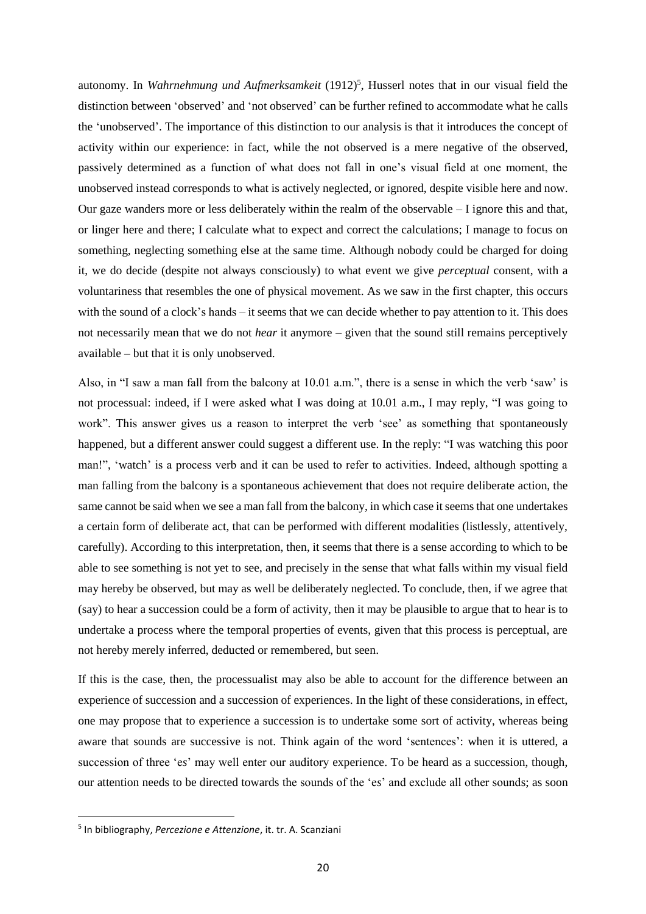autonomy. In *Wahrnehmung und Aufmerksamkeit* (1912)[5], Husserl notes that in our visual field the distinction between 'observed' and 'not observed' can be further refined to accommodate what he calls the 'unobserved'. The importance of this distinction to our analysis is that it introduces the concept of activity within our experience: in fact, while the not observed is a mere negative of the observed, passively determined as a function of what does not fall in one's visual field at one moment, the unobserved instead corresponds to what is actively neglected, or ignored, despite visible here and now. Our gaze wanders more or less deliberately within the realm of the observable – I ignore this and that, or linger here and there; I calculate what to expect and correct the calculations; I manage to focus on something, neglecting something else at the same time. Although nobody could be charged for doing it, we do decide (despite not always consciously) to what event we give *perceptual* consent, with a voluntariness that resembles the one of physical movement. As we saw in the first chapter, this occurs with the sound of a clock's hands – it seems that we can decide whether to pay attention to it. This does not necessarily mean that we do not *hear* it anymore – given that the sound still remains perceptively available – but that it is only unobserved.

Also, in "I saw a man fall from the balcony at 10.01 a.m.", there is a sense in which the verb 'saw' is not processual: indeed, if I were asked what I was doing at 10.01 a.m., I may reply, "I was going to work". This answer gives us a reason to interpret the verb 'see' as something that spontaneously happened, but a different answer could suggest a different use. In the reply: "I was watching this poor man!", 'watch' is a process verb and it can be used to refer to activities. Indeed, although spotting a man falling from the balcony is a spontaneous achievement that does not require deliberate action, the same cannot be said when we see a man fall from the balcony, in which case it seems that one undertakes a certain form of deliberate act, that can be performed with different modalities (listlessly, attentively, carefully). According to this interpretation, then, it seems that there is a sense according to which to be able to see something is not yet to see, and precisely in the sense that what falls within my visual field may hereby be observed, but may as well be deliberately neglected. To conclude, then, if we agree that (say) to hear a succession could be a form of activity, then it may be plausible to argue that to hear is to undertake a process where the temporal properties of events, given that this process is perceptual, are not hereby merely inferred, deducted or remembered, but seen.

If this is the case, then, the processualist may also be able to account for the difference between an experience of succession and a succession of experiences. In the light of these considerations, in effect, one may propose that to experience a succession is to undertake some sort of activity, whereas being aware that sounds are successive is not. Think again of the word 'sentences': when it is uttered, a succession of three 'e*s*' may well enter our auditory experience. To be heard as a succession, though, our attention needs to be directed towards the sounds of the 'e*s*' and exclude all other sounds; as soon

---

[5] In bibliography, *Percezione e Attenzione*, it. tr. A. Scanziani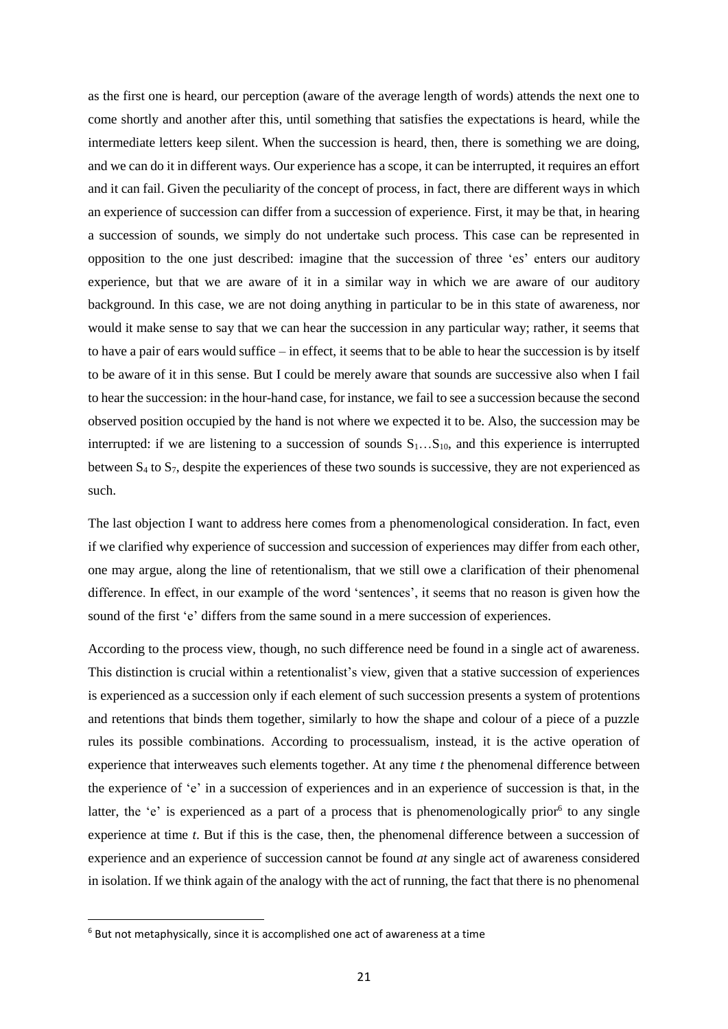as the first one is heard, our perception (aware of the average length of words) attends the next one to come shortly and another after this, until something that satisfies the expectations is heard, while the intermediate letters keep silent. When the succession is heard, then, there is something we are doing, and we can do it in different ways. Our experience has a scope, it can be interrupted, it requires an effort and it can fail. Given the peculiarity of the concept of process, in fact, there are different ways in which an experience of succession can differ from a succession of experience. First, it may be that, in hearing a succession of sounds, we simply do not undertake such process. This case can be represented in opposition to the one just described: imagine that the succession of three 'es' enters our auditory experience, but that we are aware of it in a similar way in which we are aware of our auditory background. In this case, we are not doing anything in particular to be in this state of awareness, nor would it make sense to say that we can hear the succession in any particular way; rather, it seems that to have a pair of ears would suffice – in effect, it seems that to be able to hear the succession is by itself to be aware of it in this sense. But I could be merely aware that sounds are successive also when I fail to hear the succession: in the hour-hand case, for instance, we fail to see a succession because the second observed position occupied by the hand is not where we expected it to be. Also, the succession may be interrupted: if we are listening to a succession of sounds $S_1 \ldots S_{10}$, and this experience is interrupted between $S_4$ to $S_7$, despite the experiences of these two sounds is successive, they are not experienced as such.

The last objection I want to address here comes from a phenomenological consideration. In fact, even if we clarified why experience of succession and succession of experiences may differ from each other, one may argue, along the line of retentionalism, that we still owe a clarification of their phenomenal difference. In effect, in our example of the word 'sentences', it seems that no reason is given how the sound of the first 'e' differs from the same sound in a mere succession of experiences.

According to the process view, though, no such difference need be found in a single act of awareness. This distinction is crucial within a retentionalist's view, given that a stative succession of experiences is experienced as a succession only if each element of such succession presents a system of protentions and retentions that binds them together, similarly to how the shape and colour of a piece of a puzzle rules its possible combinations. According to processualism, instead, it is the active operation of experience that interweaves such elements together. At any time *t* the phenomenal difference between the experience of 'e' in a succession of experiences and in an experience of succession is that, in the latter, the 'e' is experienced as a part of a process that is phenomenologically prior[6] to any single experience at time *t*. But if this is the case, then, the phenomenal difference between a succession of experience and an experience of succession cannot be found *at* any single act of awareness considered in isolation. If we think again of the analogy with the act of running, the fact that there is no phenomenal

[6] But not metaphysically, since it is accomplished one act of awareness at a time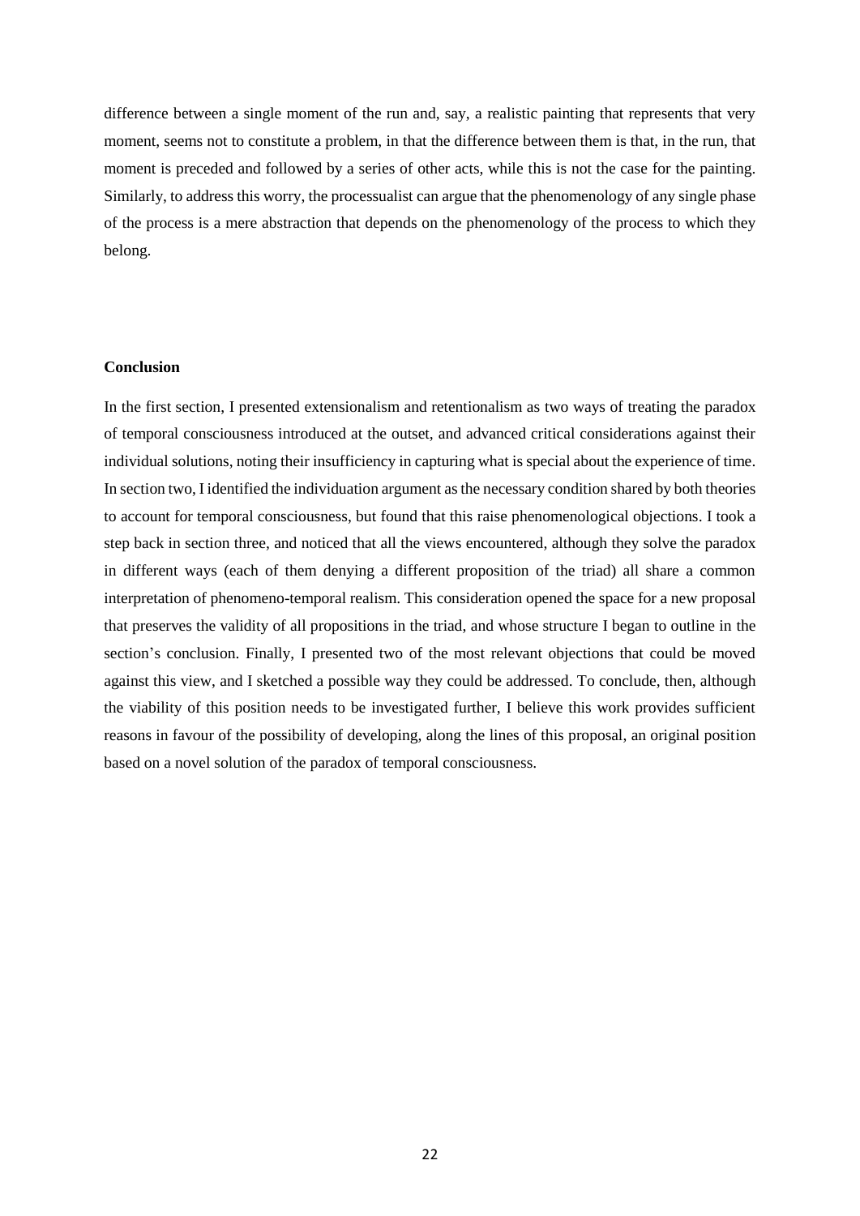difference between a single moment of the run and, say, a realistic painting that represents that very moment, seems not to constitute a problem, in that the difference between them is that, in the run, that moment is preceded and followed by a series of other acts, while this is not the case for the painting. Similarly, to address this worry, the processualist can argue that the phenomenology of any single phase of the process is a mere abstraction that depends on the phenomenology of the process to which they belong.

**Conclusion**

In the first section, I presented extensionalism and retentionalism as two ways of treating the paradox of temporal consciousness introduced at the outset, and advanced critical considerations against their individual solutions, noting their insufficiency in capturing what is special about the experience of time. In section two, I identified the individuation argument as the necessary condition shared by both theories to account for temporal consciousness, but found that this raise phenomenological objections. I took a step back in section three, and noticed that all the views encountered, although they solve the paradox in different ways (each of them denying a different proposition of the triad) all share a common interpretation of phenomeno-temporal realism. This consideration opened the space for a new proposal that preserves the validity of all propositions in the triad, and whose structure I began to outline in the section's conclusion. Finally, I presented two of the most relevant objections that could be moved against this view, and I sketched a possible way they could be addressed. To conclude, then, although the viability of this position needs to be investigated further, I believe this work provides sufficient reasons in favour of the possibility of developing, along the lines of this proposal, an original position based on a novel solution of the paradox of temporal consciousness.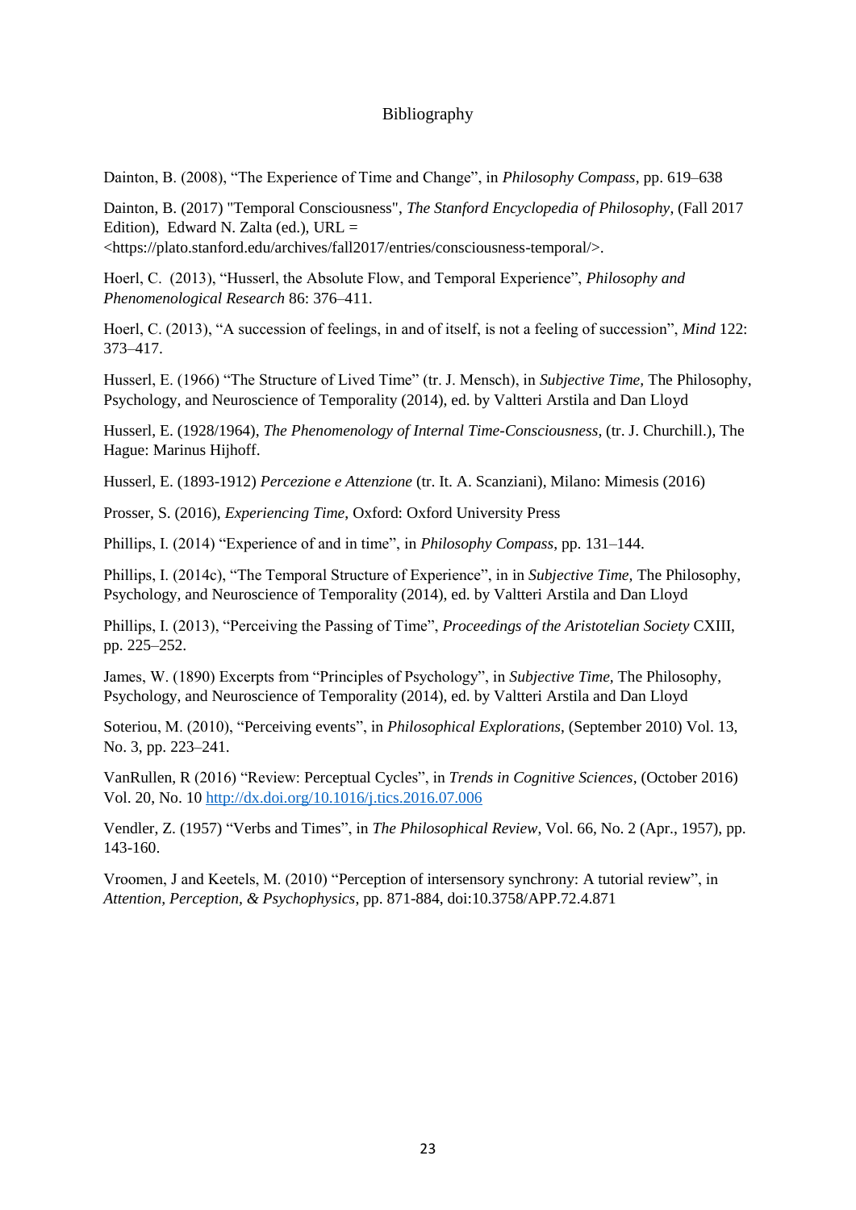# Bibliography

Dainton, B. (2008), "The Experience of Time and Change", in *Philosophy Compass*, pp. 619–638

Dainton, B. (2017) "Temporal Consciousness", *The Stanford Encyclopedia of Philosophy*, (Fall 2017 Edition), Edward N. Zalta (ed.), URL = <https://plato.stanford.edu/archives/fall2017/entries/consciousness-temporal/>.

Hoerl, C. (2013), "Husserl, the Absolute Flow, and Temporal Experience", *Philosophy and Phenomenological Research* 86: 376–411.

Hoerl, C. (2013), "A succession of feelings, in and of itself, is not a feeling of succession", *Mind* 122: 373–417.

Husserl, E. (1966) "The Structure of Lived Time" (tr. J. Mensch), in *Subjective Time,* The Philosophy, Psychology, and Neuroscience of Temporality (2014), ed. by Valtteri Arstila and Dan Lloyd

Husserl, E. (1928/1964), *The Phenomenology of Internal Time-Consciousness,* (tr. J. Churchill.), The Hague: Marinus Hijhoff.

Husserl, E. (1893-1912) *Percezione e Attenzione* (tr. It. A. Scanziani), Milano: Mimesis (2016)

Prosser, S. (2016), *Experiencing Time*, Oxford: Oxford University Press

Phillips, I. (2014) "Experience of and in time", in *Philosophy Compass,* pp. 131–144.

Phillips, I. (2014c), "The Temporal Structure of Experience", in in *Subjective Time,* The Philosophy, Psychology, and Neuroscience of Temporality (2014), ed. by Valtteri Arstila and Dan Lloyd

Phillips, I. (2013), "Perceiving the Passing of Time", *Proceedings of the Aristotelian Society* CXIII, pp. 225–252.

James, W. (1890) Excerpts from "Principles of Psychology", in *Subjective Time,* The Philosophy, Psychology, and Neuroscience of Temporality (2014), ed. by Valtteri Arstila and Dan Lloyd

Soteriou, M. (2010), "Perceiving events", in *Philosophical Explorations*, (September 2010) Vol. 13, No. 3, pp. 223–241.

VanRullen, R (2016) "Review: Perceptual Cycles", in *Trends in Cognitive Sciences*, (October 2016) Vol. 20, No. 10 http://dx.doi.org/10.1016/j.tics.2016.07.006

Vendler, Z. (1957) "Verbs and Times", in *The Philosophical Review*, Vol. 66, No. 2 (Apr., 1957), pp. 143-160.

Vroomen, J and Keetels, M. (2010) "Perception of intersensory synchrony: A tutorial review", in *Attention, Perception, & Psychophysics*, pp. 871-884, doi:10.3758/APP.72.4.871